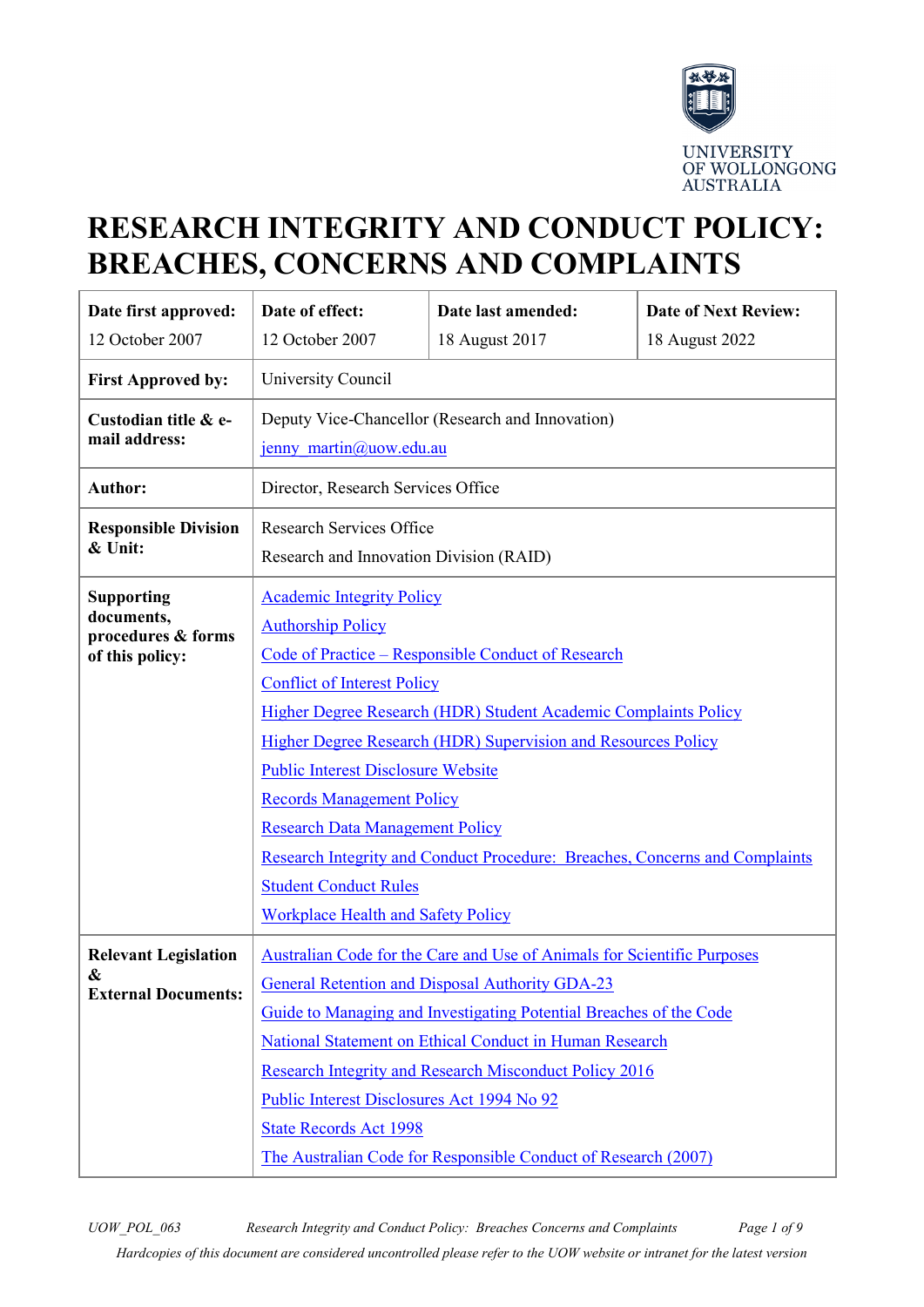UNIVERSITY OF WOLLONGONG AUSTRALIA

# RESEARCH INTEGRITY AND CONDUCT POLICY: BREACHES, CONCERNS AND COMPLAINTS

| **Date first approved:** 12 October 2007 | **Date of effect:** 12 October 2007 | **Date last amended:** 18 August 2017 | **Date of Next Review:** 18 August 2022 |
|---|---|---|---|
| **First Approved by:** | University Council | | |
| **Custodian title & e-mail address:** | Deputy Vice-Chancellor (Research and Innovation) jenny_martin@uow.edu.au | | |
| **Author:** | Director, Research Services Office | | |
| **Responsible Division & Unit:** | Research Services Office<br>Research and Innovation Division (RAID) | | |
| **Supporting documents, procedures & forms of this policy:** | Academic Integrity Policy<br>Authorship Policy<br>Code of Practice – Responsible Conduct of Research<br>Conflict of Interest Policy<br>Higher Degree Research (HDR) Student Academic Complaints Policy<br>Higher Degree Research (HDR) Supervision and Resources Policy<br>Public Interest Disclosure Website<br>Records Management Policy<br>Research Data Management Policy<br>Research Integrity and Conduct Procedure: Breaches, Concerns and Complaints<br>Student Conduct Rules<br>Workplace Health and Safety Policy | | |
| **Relevant Legislation & External Documents:** | Australian Code for the Care and Use of Animals for Scientific Purposes<br>General Retention and Disposal Authority GDA-23<br>Guide to Managing and Investigating Potential Breaches of the Code<br>National Statement on Ethical Conduct in Human Research<br>Research Integrity and Research Misconduct Policy 2016<br>Public Interest Disclosures Act 1994 No 92<br>State Records Act 1998<br>The Australian Code for Responsible Conduct of Research (2007) | | |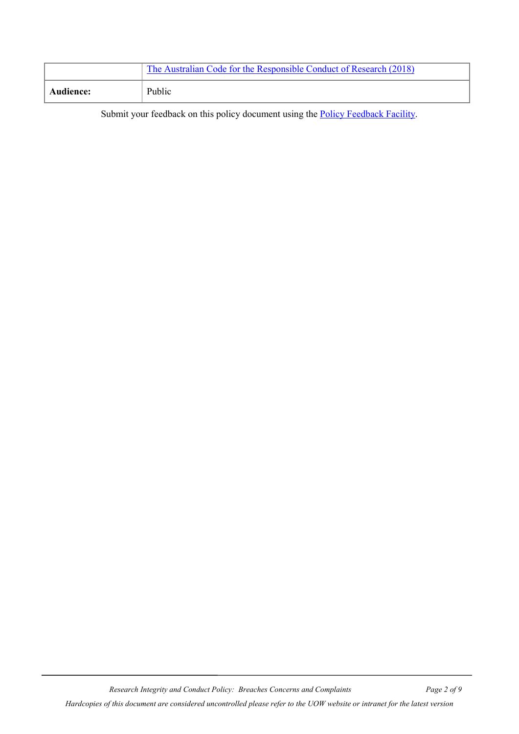| | |
|---|---|
| | The Australian Code for the Responsible Conduct of Research (2018) |
| **Audience:** | Public |

Submit your feedback on this policy document using the Policy Feedback Facility.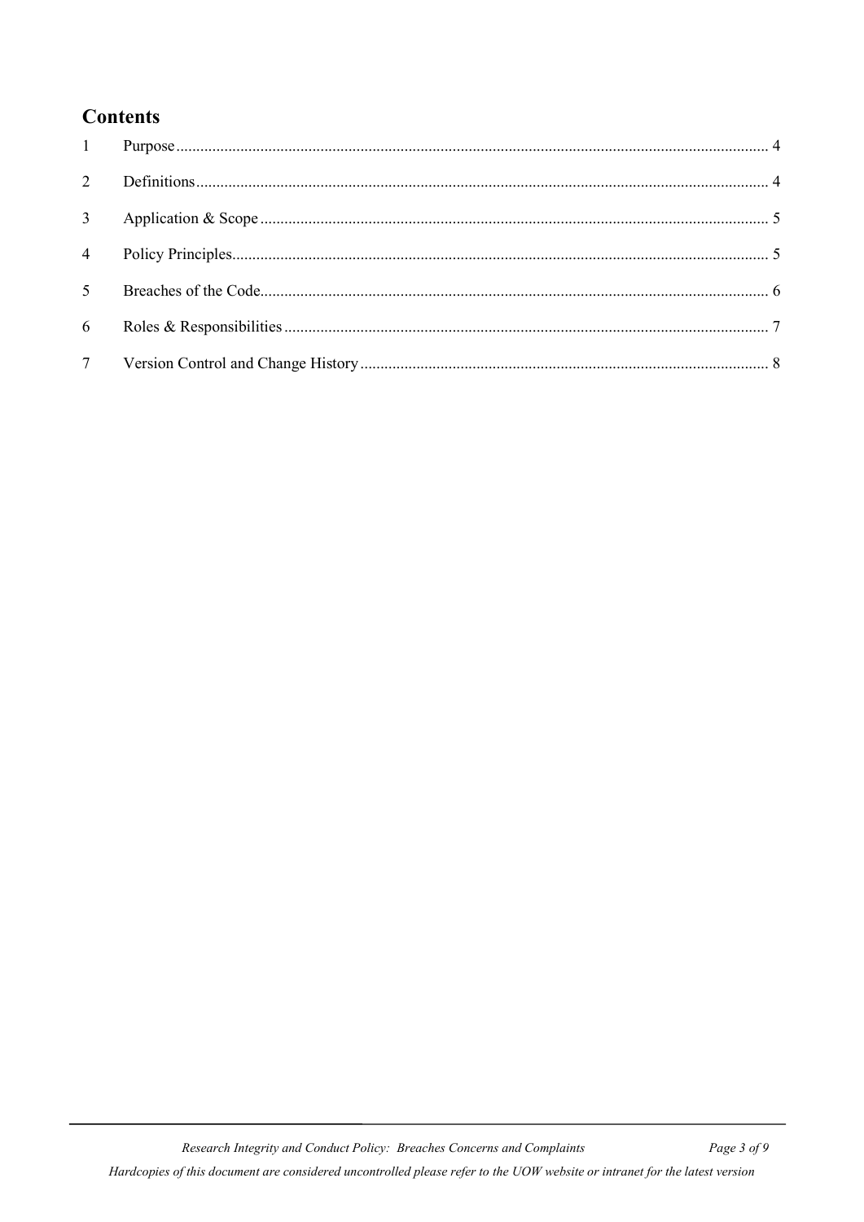## Contents

1 Purpose ... 4

2 Definitions ... 4

3 Application & Scope ... 5

4 Policy Principles ... 5

5 Breaches of the Code ... 6

6 Roles & Responsibilities ... 7

7 Version Control and Change History ... 8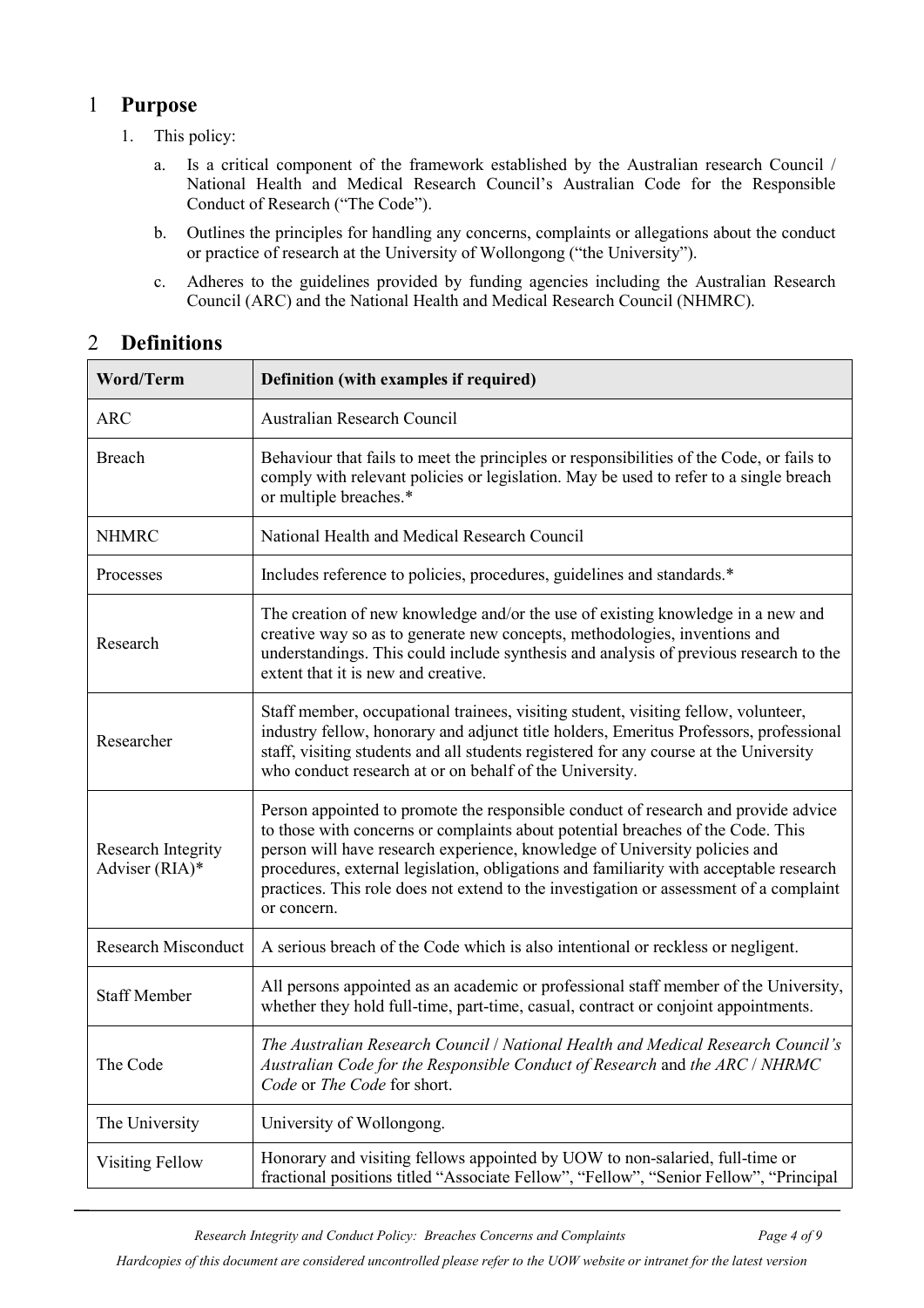## 1 Purpose

1. This policy:

    a. Is a critical component of the framework established by the Australian research Council / National Health and Medical Research Council's Australian Code for the Responsible Conduct of Research ("The Code").

    b. Outlines the principles for handling any concerns, complaints or allegations about the conduct or practice of research at the University of Wollongong ("the University").

    c. Adheres to the guidelines provided by funding agencies including the Australian Research Council (ARC) and the National Health and Medical Research Council (NHMRC).

## 2 Definitions

| Word/Term | Definition (with examples if required) |
|---|---|
| ARC | Australian Research Council |
| Breach | Behaviour that fails to meet the principles or responsibilities of the Code, or fails to comply with relevant policies or legislation. May be used to refer to a single breach or multiple breaches.* |
| NHMRC | National Health and Medical Research Council |
| Processes | Includes reference to policies, procedures, guidelines and standards.* |
| Research | The creation of new knowledge and/or the use of existing knowledge in a new and creative way so as to generate new concepts, methodologies, inventions and understandings. This could include synthesis and analysis of previous research to the extent that it is new and creative. |
| Researcher | Staff member, occupational trainees, visiting student, visiting fellow, volunteer, industry fellow, honorary and adjunct title holders, Emeritus Professors, professional staff, visiting students and all students registered for any course at the University who conduct research at or on behalf of the University. |
| Research Integrity Adviser (RIA)* | Person appointed to promote the responsible conduct of research and provide advice to those with concerns or complaints about potential breaches of the Code. This person will have research experience, knowledge of University policies and procedures, external legislation, obligations and familiarity with acceptable research practices. This role does not extend to the investigation or assessment of a complaint or concern. |
| Research Misconduct | A serious breach of the Code which is also intentional or reckless or negligent. |
| Staff Member | All persons appointed as an academic or professional staff member of the University, whether they hold full-time, part-time, casual, contract or conjoint appointments. |
| The Code | *The Australian Research Council* / *National Health and Medical Research Council's Australian Code for the Responsible Conduct of Research* and *the ARC* / *NHRMC Code* or *The Code* for short. |
| The University | University of Wollongong. |
| Visiting Fellow | Honorary and visiting fellows appointed by UOW to non-salaried, full-time or fractional positions titled "Associate Fellow", "Fellow", "Senior Fellow", "Principal |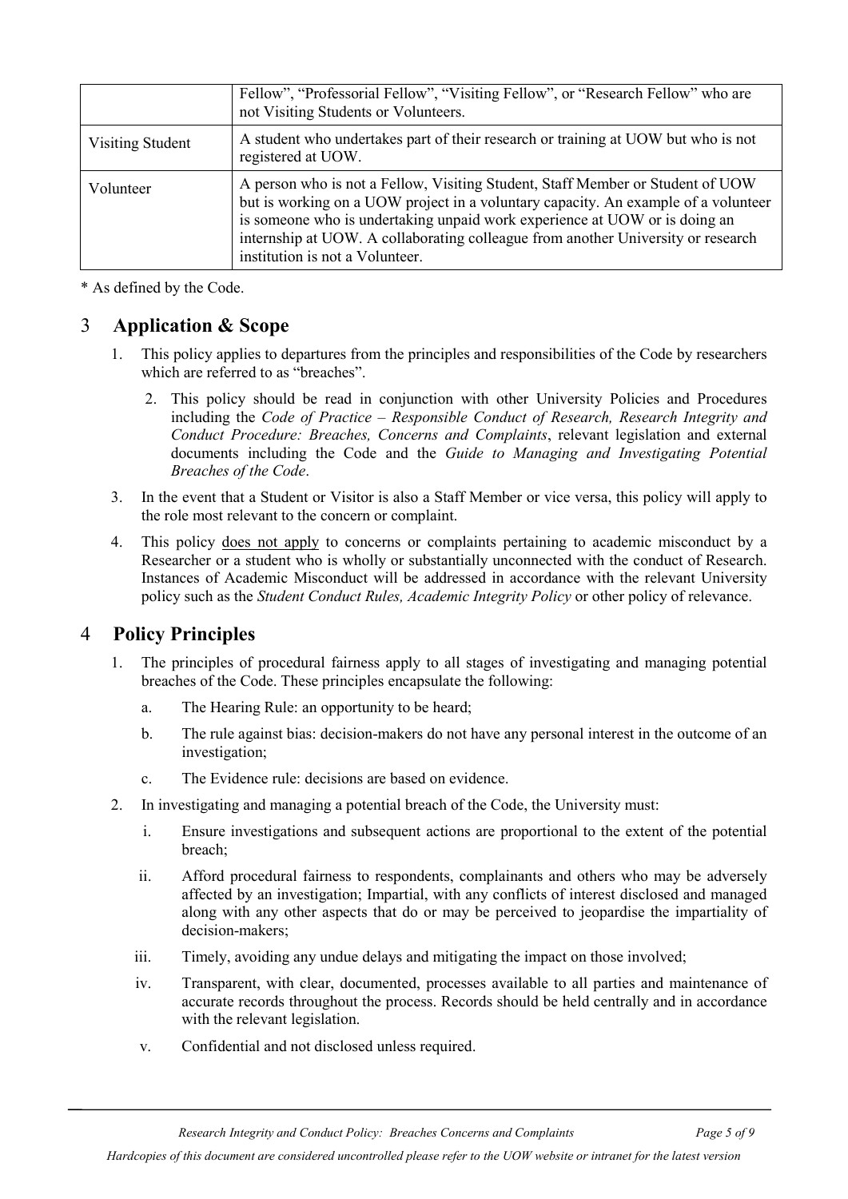| | |
|---|---|
| | Fellow", "Professorial Fellow", "Visiting Fellow", or "Research Fellow" who are not Visiting Students or Volunteers. |
| Visiting Student | A student who undertakes part of their research or training at UOW but who is not registered at UOW. |
| Volunteer | A person who is not a Fellow, Visiting Student, Staff Member or Student of UOW but is working on a UOW project in a voluntary capacity. An example of a volunteer is someone who is undertaking unpaid work experience at UOW or is doing an internship at UOW. A collaborating colleague from another University or research institution is not a Volunteer. |

* As defined by the Code.

## 3 Application & Scope

1. This policy applies to departures from the principles and responsibilities of the Code by researchers which are referred to as "breaches".
2. This policy should be read in conjunction with other University Policies and Procedures including the *Code of Practice – Responsible Conduct of Research, Research Integrity and Conduct Procedure: Breaches, Concerns and Complaints*, relevant legislation and external documents including the Code and the *Guide to Managing and Investigating Potential Breaches of the Code*.
3. In the event that a Student or Visitor is also a Staff Member or vice versa, this policy will apply to the role most relevant to the concern or complaint.
4. This policy does not apply to concerns or complaints pertaining to academic misconduct by a Researcher or a student who is wholly or substantially unconnected with the conduct of Research. Instances of Academic Misconduct will be addressed in accordance with the relevant University policy such as the *Student Conduct Rules, Academic Integrity Policy* or other policy of relevance.

## 4 Policy Principles

1. The principles of procedural fairness apply to all stages of investigating and managing potential breaches of the Code. These principles encapsulate the following:
   a. The Hearing Rule: an opportunity to be heard;
   b. The rule against bias: decision-makers do not have any personal interest in the outcome of an investigation;
   c. The Evidence rule: decisions are based on evidence.
2. In investigating and managing a potential breach of the Code, the University must:
   i. Ensure investigations and subsequent actions are proportional to the extent of the potential breach;
   ii. Afford procedural fairness to respondents, complainants and others who may be adversely affected by an investigation; Impartial, with any conflicts of interest disclosed and managed along with any other aspects that do or may be perceived to jeopardise the impartiality of decision-makers;
   iii. Timely, avoiding any undue delays and mitigating the impact on those involved;
   iv. Transparent, with clear, documented, processes available to all parties and maintenance of accurate records throughout the process. Records should be held centrally and in accordance with the relevant legislation.
   v. Confidential and not disclosed unless required.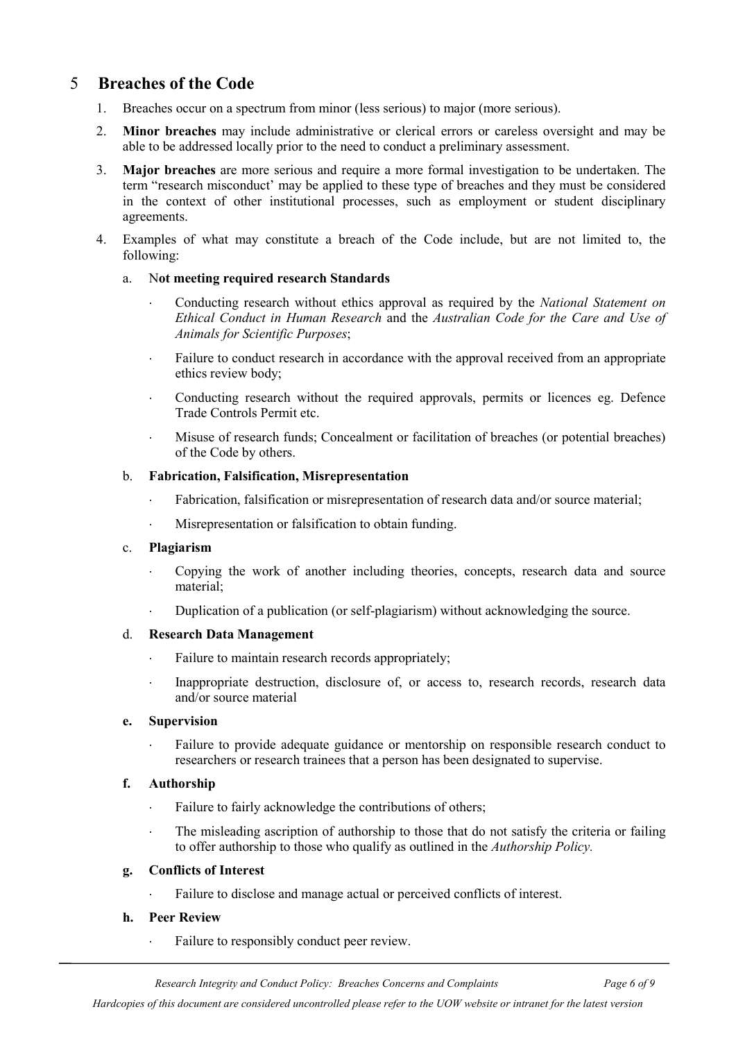## 5 Breaches of the Code

1. Breaches occur on a spectrum from minor (less serious) to major (more serious).
2. **Minor breaches** may include administrative or clerical errors or careless oversight and may be able to be addressed locally prior to the need to conduct a preliminary assessment.
3. **Major breaches** are more serious and require a more formal investigation to be undertaken. The term "research misconduct' may be applied to these type of breaches and they must be considered in the context of other institutional processes, such as employment or student disciplinary agreements.
4. Examples of what may constitute a breach of the Code include, but are not limited to, the following:

   a. N**ot meeting required research Standards**

   - Conducting research without ethics approval as required by the *National Statement on Ethical Conduct in Human Research* and the *Australian Code for the Care and Use of Animals for Scientific Purposes*;
   - Failure to conduct research in accordance with the approval received from an appropriate ethics review body;
   - Conducting research without the required approvals, permits or licences eg. Defence Trade Controls Permit etc.
   - Misuse of research funds; Concealment or facilitation of breaches (or potential breaches) of the Code by others.

   b. **Fabrication, Falsification, Misrepresentation**

   - Fabrication, falsification or misrepresentation of research data and/or source material;
   - Misrepresentation or falsification to obtain funding.

   c. **Plagiarism**

   - Copying the work of another including theories, concepts, research data and source material;
   - Duplication of a publication (or self-plagiarism) without acknowledging the source.

   d. **Research Data Management**

   - Failure to maintain research records appropriately;
   - Inappropriate destruction, disclosure of, or access to, research records, research data and/or source material

   **e. Supervision**

   - Failure to provide adequate guidance or mentorship on responsible research conduct to researchers or research trainees that a person has been designated to supervise.

   **f. Authorship**

   - Failure to fairly acknowledge the contributions of others;
   - The misleading ascription of authorship to those that do not satisfy the criteria or failing to offer authorship to those who qualify as outlined in the *Authorship Policy.*

   **g. Conflicts of Interest**

   - Failure to disclose and manage actual or perceived conflicts of interest.

   **h. Peer Review**

   - Failure to responsibly conduct peer review.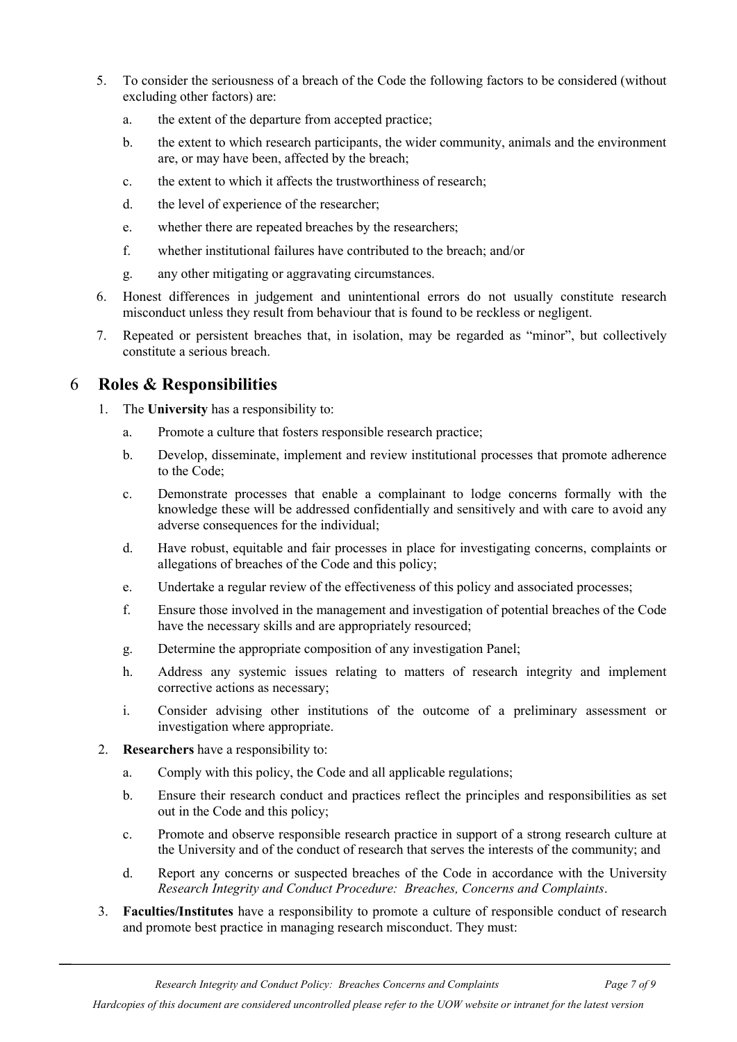5. To consider the seriousness of a breach of the Code the following factors to be considered (without excluding other factors) are:
    a. the extent of the departure from accepted practice;
    b. the extent to which research participants, the wider community, animals and the environment are, or may have been, affected by the breach;
    c. the extent to which it affects the trustworthiness of research;
    d. the level of experience of the researcher;
    e. whether there are repeated breaches by the researchers;
    f. whether institutional failures have contributed to the breach; and/or
    g. any other mitigating or aggravating circumstances.
6. Honest differences in judgement and unintentional errors do not usually constitute research misconduct unless they result from behaviour that is found to be reckless or negligent.
7. Repeated or persistent breaches that, in isolation, may be regarded as "minor", but collectively constitute a serious breach.

# 6 Roles & Responsibilities

1. The **University** has a responsibility to:
    a. Promote a culture that fosters responsible research practice;
    b. Develop, disseminate, implement and review institutional processes that promote adherence to the Code;
    c. Demonstrate processes that enable a complainant to lodge concerns formally with the knowledge these will be addressed confidentially and sensitively and with care to avoid any adverse consequences for the individual;
    d. Have robust, equitable and fair processes in place for investigating concerns, complaints or allegations of breaches of the Code and this policy;
    e. Undertake a regular review of the effectiveness of this policy and associated processes;
    f. Ensure those involved in the management and investigation of potential breaches of the Code have the necessary skills and are appropriately resourced;
    g. Determine the appropriate composition of any investigation Panel;
    h. Address any systemic issues relating to matters of research integrity and implement corrective actions as necessary;
    i. Consider advising other institutions of the outcome of a preliminary assessment or investigation where appropriate.
2. **Researchers** have a responsibility to:
    a. Comply with this policy, the Code and all applicable regulations;
    b. Ensure their research conduct and practices reflect the principles and responsibilities as set out in the Code and this policy;
    c. Promote and observe responsible research practice in support of a strong research culture at the University and of the conduct of research that serves the interests of the community; and
    d. Report any concerns or suspected breaches of the Code in accordance with the University *Research Integrity and Conduct Procedure: Breaches, Concerns and Complaints*.
3. **Faculties/Institutes** have a responsibility to promote a culture of responsible conduct of research and promote best practice in managing research misconduct. They must: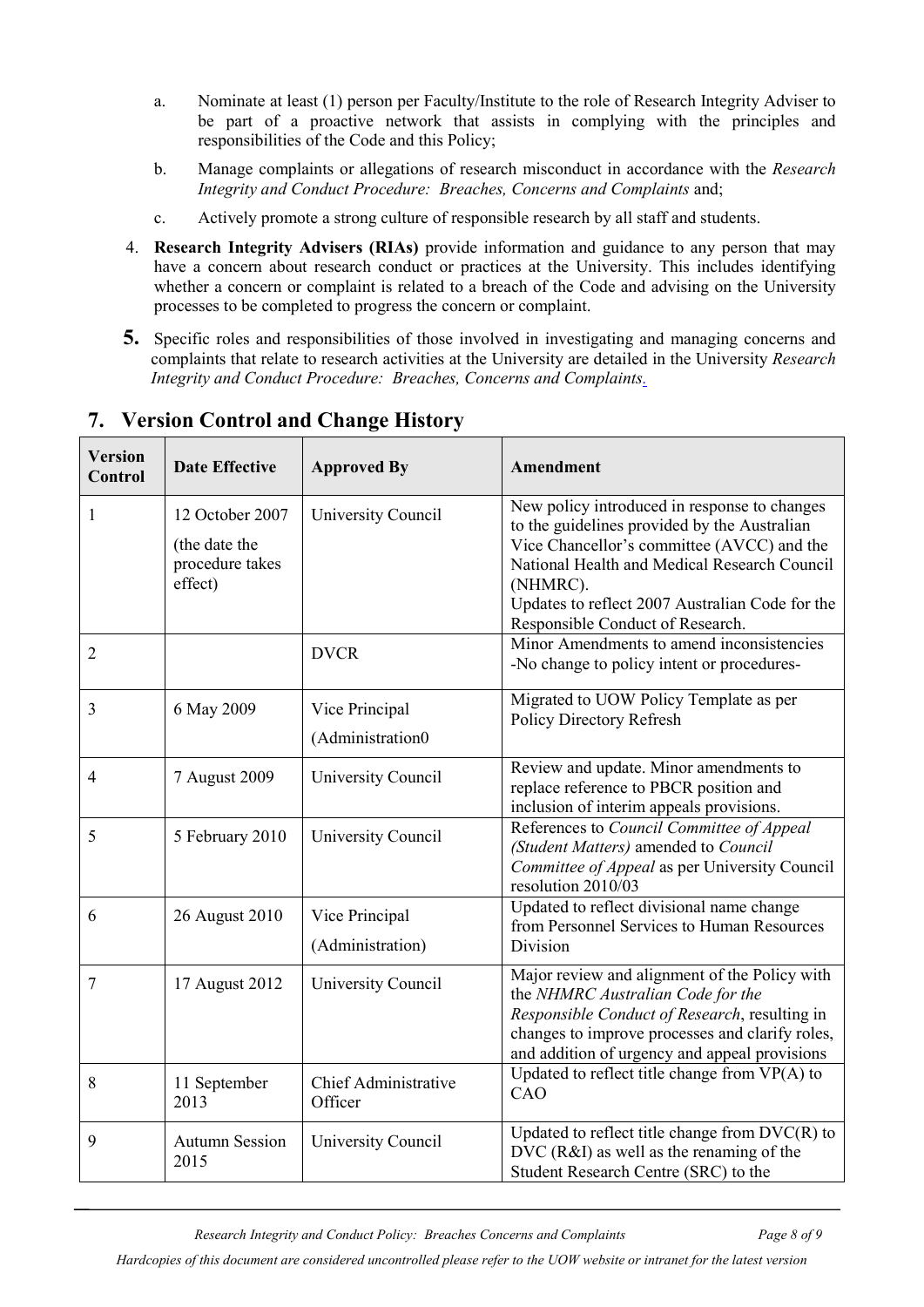a. Nominate at least (1) person per Faculty/Institute to the role of Research Integrity Adviser to be part of a proactive network that assists in complying with the principles and responsibilities of the Code and this Policy;

b. Manage complaints or allegations of research misconduct in accordance with the *Research Integrity and Conduct Procedure: Breaches, Concerns and Complaints* and;

c. Actively promote a strong culture of responsible research by all staff and students.

4. **Research Integrity Advisers (RIAs)** provide information and guidance to any person that may have a concern about research conduct or practices at the University. This includes identifying whether a concern or complaint is related to a breach of the Code and advising on the University processes to be completed to progress the concern or complaint.

5. Specific roles and responsibilities of those involved in investigating and managing concerns and complaints that relate to research activities at the University are detailed in the University *Research Integrity and Conduct Procedure: Breaches, Concerns and Complaints*.

## 7. Version Control and Change History

| Version Control | Date Effective | Approved By | Amendment |
|---|---|---|---|
| 1 | 12 October 2007 (the date the procedure takes effect) | University Council | New policy introduced in response to changes to the guidelines provided by the Australian Vice Chancellor's committee (AVCC) and the National Health and Medical Research Council (NHMRC). Updates to reflect 2007 Australian Code for the Responsible Conduct of Research. |
| 2 | | DVCR | Minor Amendments to amend inconsistencies -No change to policy intent or procedures- |
| 3 | 6 May 2009 | Vice Principal (Administration0 | Migrated to UOW Policy Template as per Policy Directory Refresh |
| 4 | 7 August 2009 | University Council | Review and update. Minor amendments to replace reference to PBCR position and inclusion of interim appeals provisions. |
| 5 | 5 February 2010 | University Council | References to *Council Committee of Appeal (Student Matters)* amended to *Council Committee of Appeal* as per University Council resolution 2010/03 |
| 6 | 26 August 2010 | Vice Principal (Administration) | Updated to reflect divisional name change from Personnel Services to Human Resources Division |
| 7 | 17 August 2012 | University Council | Major review and alignment of the Policy with the *NHMRC Australian Code for the Responsible Conduct of Research*, resulting in changes to improve processes and clarify roles, and addition of urgency and appeal provisions |
| 8 | 11 September 2013 | Chief Administrative Officer | Updated to reflect title change from VP(A) to CAO |
| 9 | Autumn Session 2015 | University Council | Updated to reflect title change from DVC(R) to DVC (R&I) as well as the renaming of the Student Research Centre (SRC) to the |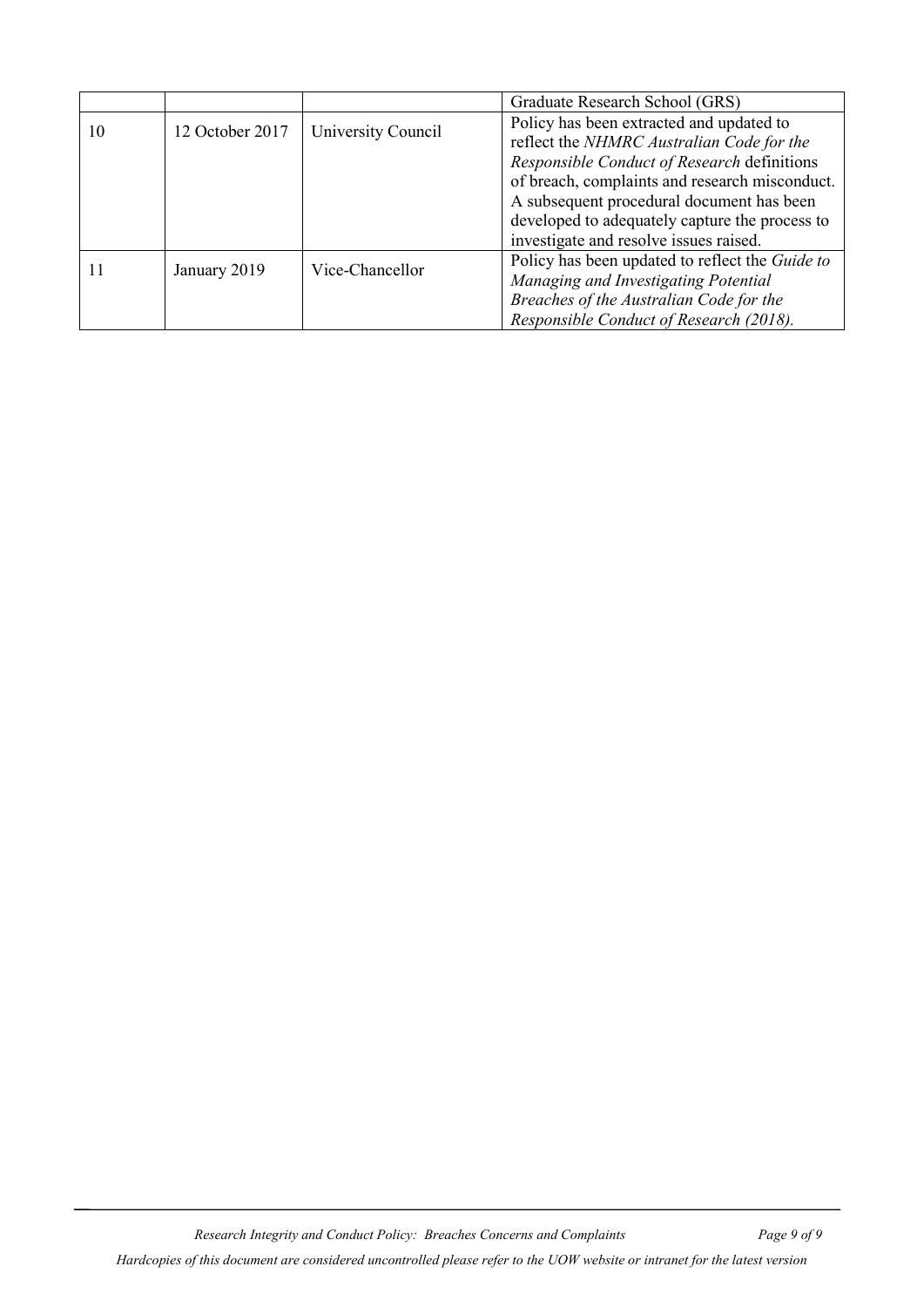| | | | |
|---|---|---|---|
| | | | Graduate Research School (GRS) |
| 10 | 12 October 2017 | University Council | Policy has been extracted and updated to reflect the *NHMRC Australian Code for the Responsible Conduct of Research* definitions of breach, complaints and research misconduct. A subsequent procedural document has been developed to adequately capture the process to investigate and resolve issues raised. |
| 11 | January 2019 | Vice-Chancellor | Policy has been updated to reflect the *Guide to Managing and Investigating Potential Breaches of the Australian Code for the Responsible Conduct of Research (2018).* |